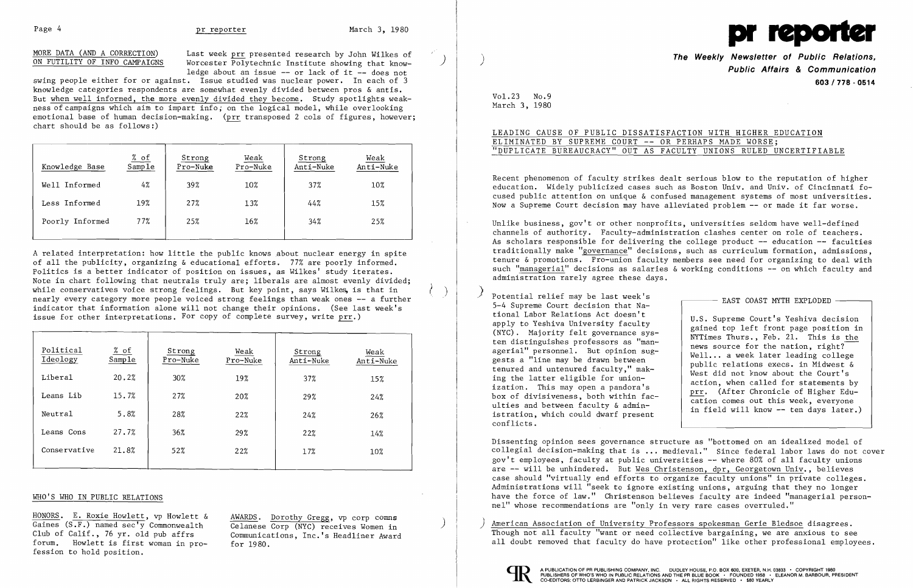MORE DATA (AND A CORRECTION) ON FUTILITY OF INFO CAMPAIGNS

Last week prr presented research by John Wilkes of Worcester Polytechnic Institute showing that knowledge about an issue -- or lack of it -- does not swing people either for or against. Issue studied was nuclear power. In each of 3 knowledge categories respondents are somewhat evenly divided between pros & antis. But when well informed, the more evenly divided they become. Study spotlights weakness of campaigns which aim to impart info; on the logical model, while overlooking emotional base of human decision-making. (prr transposed 2 cols of figures, however; chart should be as follows:)

| Knowledge Base | % of Sample | Strong Pro-Nuke | Weak Pro-Nuke | Strong Anti-Nuke | Weak Anti-Nuke |
|---|---|---|---|---|---|
| Well Informed | 4% | 39% | 10% | 37% | 10% |
| Less Informed | 19% | 27% | 13% | 44% | 15% |
| Poorly Informed | 77% | 25% | 16% | 34% | 25% |

A related interpretation: how little the public knows about nuclear energy in spite of all the publicity, organizing & educational efforts. 77% are poorly informed. Politics is a better indicator of position on issues, as Wilkes' study iterates. Note in chart following that neutrals truly are; liberals are almost evenly divided; while conservatives voice strong feelings. But key point, says Wilkes, is that in nearly every category more people voiced strong feelings than weak ones -- a further indicator that information alone will not change their opinions. (See last week's issue for other interpretations. For copy of complete survey, write prr.)

| Political Ideology | % of Sample | Strong Pro-Nuke | Weak Pro-Nuke | Strong Anti-Nuke | Weak Anti-Nuke |
|---|---|---|---|---|---|
| Liberal | 20.2% | 30% | 19% | 37% | 15% |
| Leans Lib | 15.7% | 27% | 20% | 29% | 24% |
| Neutral | 5.8% | 28% | 22% | 24% | 26% |
| Leans Cons | 27.7% | 36% | 29% | 22% | 14% |
| Conservative | 21.8% | 52% | 22% | 17% | 10% |

## WHO'S WHO IN PUBLIC RELATIONS

HONORS. E. Roxie Howlett, vp Howlett & Gaines (S.F.) named sec'y Commonwealth Club of Calif., 76 yr. old pub affrs forum. Howlett is first woman in profession to hold position.

AWARDS. Dorothy Gregg, vp corp comns Celanese Corp (NYC) receives Women in Communications, Inc.'s Headliner Award for 1980.

# pr reporter

**The Weekly Newsletter of Public Relations, Public Affairs & Communication**

**603 / 778 - 0514**

Vol.23 No.9
March 3, 1980

## LEADING CAUSE OF PUBLIC DISSATISFACTION WITH HIGHER EDUCATION ELIMINATED BY SUPREME COURT -- OR PERHAPS MADE WORSE; "DUPLICATE BUREAUCRACY" OUT AS FACULTY UNIONS RULED UNCERTIFIABLE

Recent phenomenon of faculty strikes dealt serious blow to the reputation of higher education. Widely publicized cases such as Boston Univ. and Univ. of Cincinnati focused public attention on unique & confused management systems of most universities. Now a Supreme Court decision may have alleviated problem -- or made it far worse.

Unlike business, gov't or other nonprofits, universities seldom have well-defined channels of authority. Faculty-administration clashes center on role of teachers. As scholars responsible for delivering the college product -- education -- faculties traditionally make "governance" decisions, such as curriculum formation, admissions, tenure & promotions. Pro-union faculty members see need for organizing to deal with such "managerial" decisions as salaries & working conditions -- on which faculty and administration rarely agree these days.

Potential relief may be last week's 5-4 Supreme Court decision that National Labor Relations Act doesn't apply to Yeshiva University faculty (NYC). Majority felt governance system distinguishes professors as "managerial" personnel. But opinion suggests a "line may be drawn between tenured and untenured faculty," making the latter eligible for unionization. This may open a pandora's box of divisiveness, both within faculties and between faculty & administration, which could dwarf present conflicts.

> **EAST COAST MYTH EXPLODED**
>
> U.S. Supreme Court's Yeshiva decision gained top left front page position in NYTimes Thurs., Feb. 21. This is the news source for the nation, right? Well... a week later leading college public relations execs. in Midwest & West did not know about the Court's action, when called for statements by prr. (After Chronicle of Higher Education comes out this week, everyone in field will know -- ten days later.)

Dissenting opinion sees governance structure as "bottomed on an idealized model of collegial decision-making that is ... medieval." Since federal labor laws do not cover gov't employees, faculty at public universities -- where 80% of all faculty unions are -- will be unhindered. But Wes Christenson, dpr, Georgetown Univ., believes case should "virtually end efforts to organize faculty unions" in private colleges. Administrations will "seek to ignore existing unions, arguing that they no longer have the force of law." Christenson believes faculty are indeed "managerial personnel" whose recommendations are "only in very rare cases overruled."

American Association of University Professors spokesman Gerie Bledsoe disagrees. Though not all faculty "want or need collective bargaining, we are anxious to see all doubt removed that faculty do have protection" like other professional employees.

A PUBLICATION OF PR PUBLISHING COMPANY, INC. DUDLEY HOUSE, P.O. BOX 600, EXETER, N.H. 03833 • COPYRIGHT 1980 PUBLISHERS OF WHO'S WHO IN PUBLIC RELATIONS AND THE PR BLUE BOOK • FOUNDED 1958 • ELEANOR M. BARBOUR, PRESIDENT CO-EDITORS: OTTO LERBINGER AND PATRICK JACKSON • ALL RIGHTS RESERVED • $80 YEARLY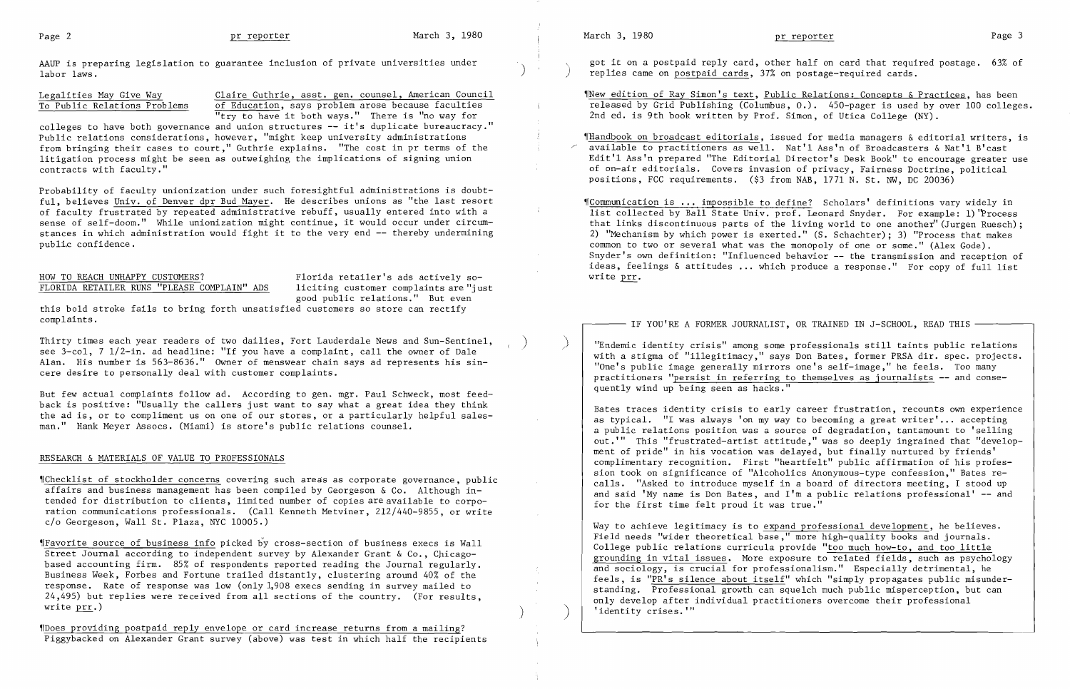AAUP is preparing legislation to guarantee inclusion of private universities under labor laws.

**Legalities May Give Way To Public Relations Problems**

Claire Guthrie, asst. gen. counsel, American Council of Education, says problem arose because faculties "try to have it both ways." There is "no way for colleges to have both governance and union structures -- it's duplicate bureaucracy." Public relations considerations, however, "might keep university administrations from bringing their cases to court," Guthrie explains. "The cost in pr terms of the litigation process might be seen as outweighing the implications of signing union contracts with faculty."

Probability of faculty unionization under such foresightful administrations is doubtful, believes Univ. of Denver dpr Bud Mayer. He describes unions as "the last resort of faculty frustrated by repeated administrative rebuff, usually entered into with a sense of self-doom." While unionization might continue, it would occur under circumstances in which administration would fight it to the very end -- thereby undermining public confidence.

## HOW TO REACH UNHAPPY CUSTOMERS? FLORIDA RETAILER RUNS "PLEASE COMPLAIN" ADS

Florida retailer's ads actively soliciting customer complaints are "just good public relations." But even this bold stroke fails to bring forth unsatisfied customers so store can rectify complaints.

Thirty times each year readers of two dailies, Fort Lauderdale News and Sun-Sentinel, see 3-col, 7 1/2-in. ad headline: "If you have a complaint, call the owner of Dale Alan. His number is 563-8636." Owner of menswear chain says ad represents his sincere desire to personally deal with customer complaints.

But few actual complaints follow ad. According to gen. mgr. Paul Schweck, most feedback is positive: "Usually the callers just want to say what a great idea they think the ad is, or to compliment us on one of our stores, or a particularly helpful salesman." Hank Meyer Assocs. (Miami) is store's public relations counsel.

## RESEARCH & MATERIALS OF VALUE TO PROFESSIONALS

¶Checklist of stockholder concerns covering such areas as corporate governance, public affairs and business management has been compiled by Georgeson & Co. Although intended for distribution to clients, limited number of copies are available to corporation communications professionals. (Call Kenneth Metviner, 212/440-9855, or write c/o Georgeson, Wall St. Plaza, NYC 10005.)

¶Favorite source of business info picked by cross-section of business execs is Wall Street Journal according to independent survey by Alexander Grant & Co., Chicago-based accounting firm. 85% of respondents reported reading the Journal regularly. Business Week, Forbes and Fortune trailed distantly, clustering around 40% of the response. Rate of response was low (only 1,908 execs sending in survey mailed to 24,495) but replies were received from all sections of the country. (For results, write prr.)

¶Does providing postpaid reply envelope or card increase returns from a mailing? Piggybacked on Alexander Grant survey (above) was test in which half the recipients got it on a postpaid reply card, other half on card that required postage. 63% of replies came on postpaid cards, 37% on postage-required cards.

¶New edition of Ray Simon's text, Public Relations: Concepts & Practices, has been released by Grid Publishing (Columbus, O.). 450-pager is used by over 100 colleges. 2nd ed. is 9th book written by Prof. Simon, of Utica College (NY).

¶Handbook on broadcast editorials, issued for media managers & editorial writers, is available to practitioners as well. Nat'l Ass'n of Broadcasters & Nat'l B'cast Edit'l Ass'n prepared "The Editorial Director's Desk Book" to encourage greater use of on-air editorials. Covers invasion of privacy, Fairness Doctrine, political positions, FCC requirements. ($3 from NAB, 1771 N. St. NW, DC 20036)

¶Communication is ... impossible to define? Scholars' definitions vary widely in list collected by Ball State Univ. prof. Leonard Snyder. For example: 1) "Process that links discontinuous parts of the living world to one another" (Jurgen Ruesch); 2) "Mechanism by which power is exerted." (S. Schachter); 3) "Process that makes common to two or several what was the monopoly of one or some." (Alex Gode). Snyder's own definition: "Influenced behavior -- the transmission and reception of ideas, feelings & attitudes ... which produce a response." For copy of full list write prr.

## IF YOU'RE A FORMER JOURNALIST, OR TRAINED IN J-SCHOOL, READ THIS

"Endemic identity crisis" among some professionals still taints public relations with a stigma of "illegitimacy," says Don Bates, former PRSA dir. spec. projects. "One's public image generally mirrors one's self-image," he feels. Too many practitioners "persist in referring to themselves as journalists -- and consequently wind up being seen as hacks."

Bates traces identity crisis to early career frustration, recounts own experience as typical. "I was always 'on my way to becoming a great writer'... accepting a public relations position was a source of degradation, tantamount to 'selling out.'" This "frustrated-artist attitude," was so deeply ingrained that "development of pride" in his vocation was delayed, but finally nurtured by friends' complimentary recognition. First "heartfelt" public affirmation of his profession took on significance of "Alcoholics Anonymous-type confession," Bates recalls. "Asked to introduce myself in a board of directors meeting, I stood up and said 'My name is Don Bates, and I'm a public relations professional' -- and for the first time felt proud it was true."

Way to achieve legitimacy is to expand professional development, he believes. Field needs "wider theoretical base," more high-quality books and journals. College public relations curricula provide "too much how-to, and too little grounding in vital issues. More exposure to related fields, such as psychology and sociology, is crucial for professionalism." Especially detrimental, he feels, is "PR's silence about itself" which "simply propagates public misunderstanding. Professional growth can squelch much public misperception, but can only develop after individual practitioners overcome their professional 'identity crises.'"